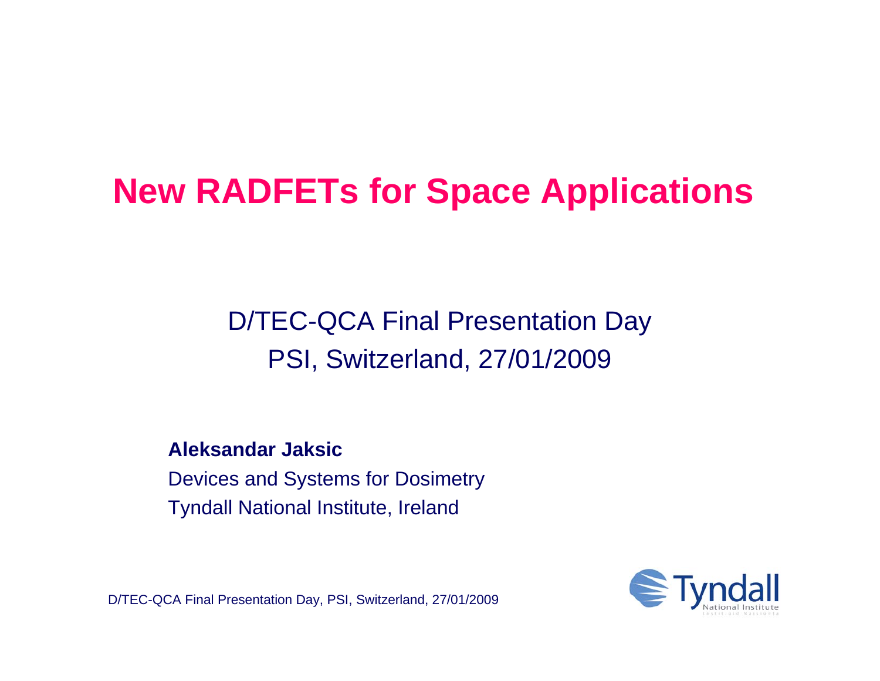# New RADFETs for Space Applications

D/TEC-QCA Final Presentation Day
PSI, Switzerland, 27/01/2009

**Aleksandar Jaksic**
Devices and Systems for Dosimetry
Tyndall National Institute, Ireland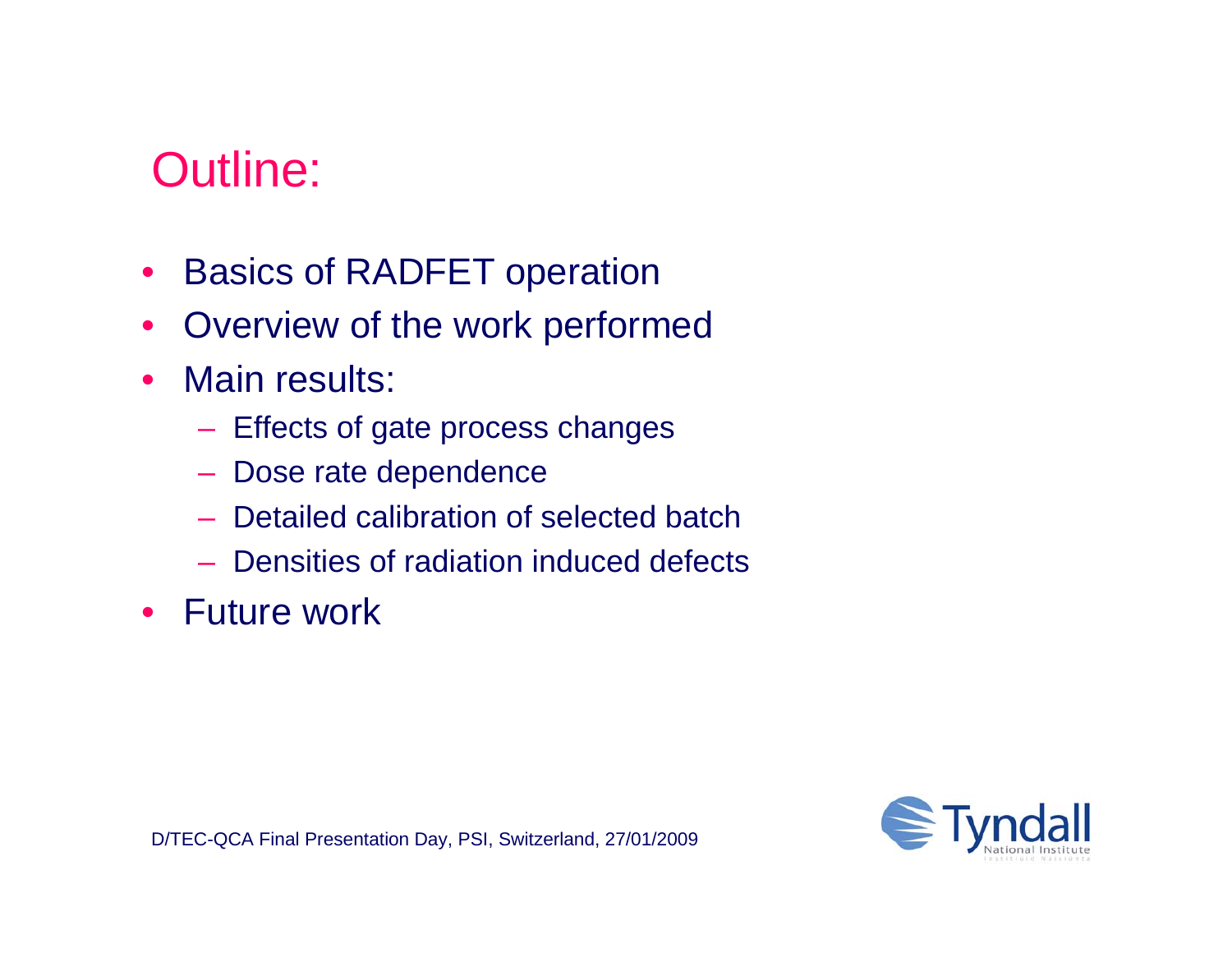# Outline:

- Basics of RADFET operation
- Overview of the work performed
- Main results:
  - Effects of gate process changes
  - Dose rate dependence
  - Detailed calibration of selected batch
  - Densities of radiation induced defects
- Future work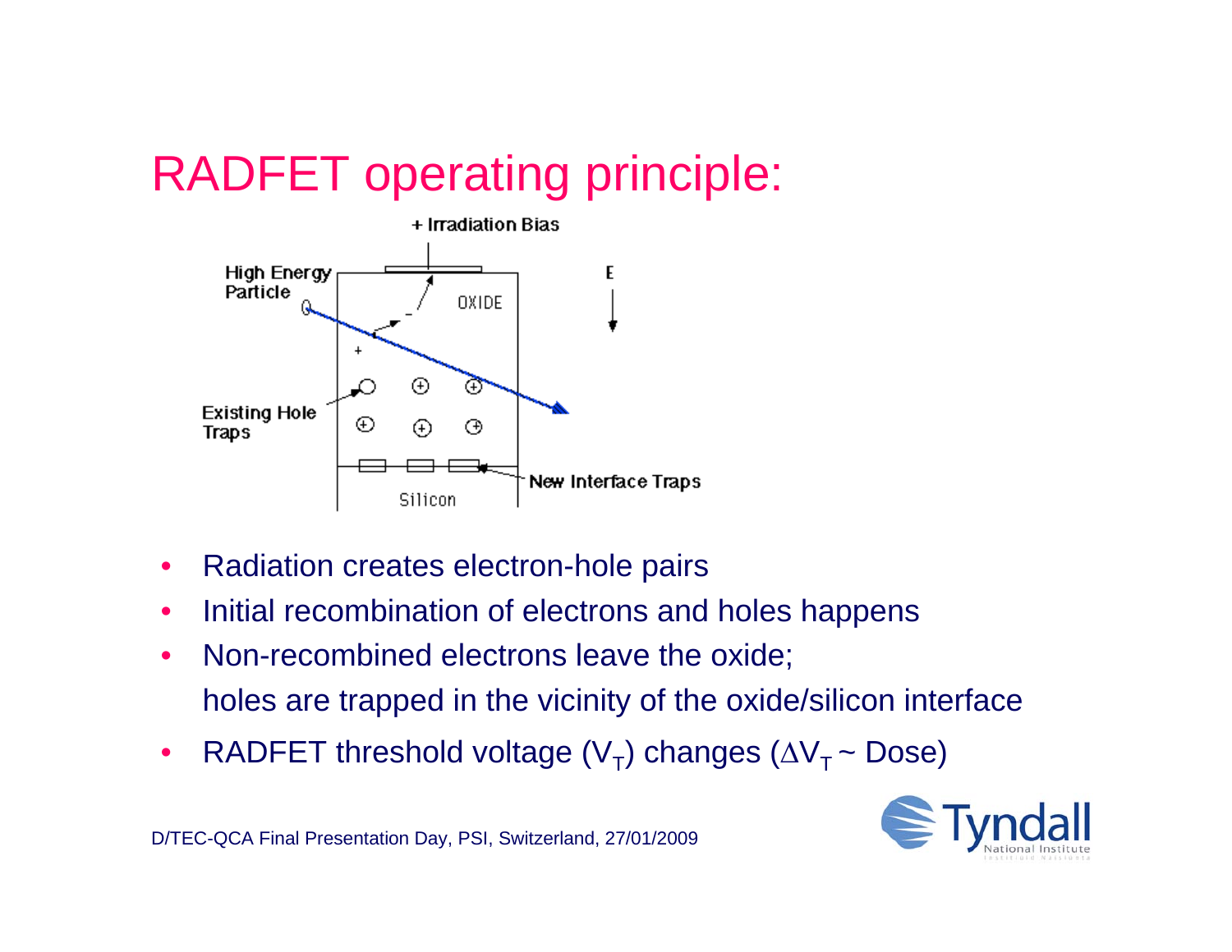# RADFET operating principle:

+ Irradiation Bias

High Energy Particle

OXIDE

E

Existing Hole Traps

New Interface Traps

Silicon

- Radiation creates electron-hole pairs
- Initial recombination of electrons and holes happens
- Non-recombined electrons leave the oxide;
  holes are trapped in the vicinity of the oxide/silicon interface
- RADFET threshold voltage ($V_T$) changes ($\Delta V_T$ ~ Dose)

D/TEC-QCA Final Presentation Day, PSI, Switzerland, 27/01/2009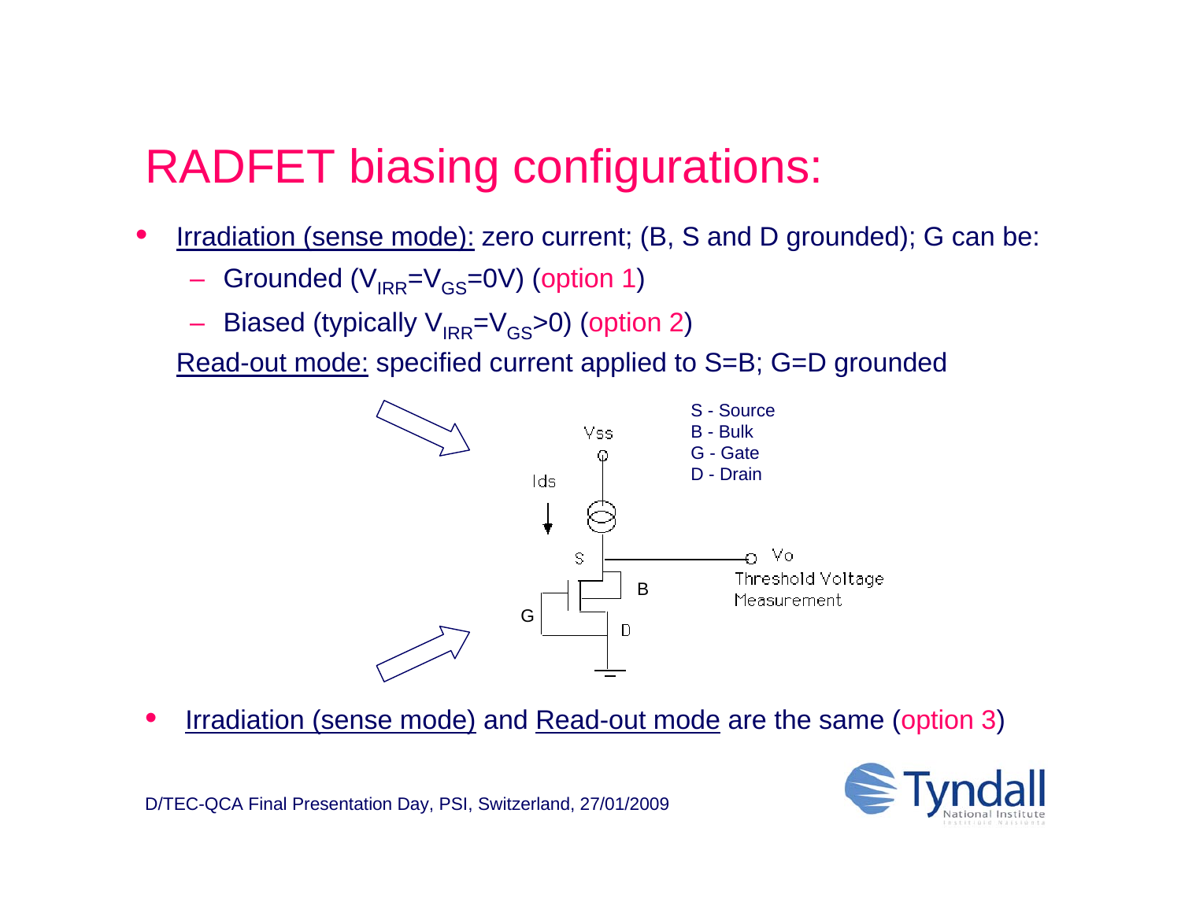# RADFET biasing configurations:

- Irradiation (sense mode): zero current; (B, S and D grounded); G can be:
  - Grounded ($V_{IRR}$=$V_{GS}$=0V) (option 1)
  - Biased (typically $V_{IRR}$=$V_{GS}$>0) (option 2)

  Read-out mode: specified current applied to S=B; G=D grounded

S - Source
B - Bulk
G - Gate
D - Drain

Vss
Ids
S
B
G
D
Vo
Threshold Voltage
Measurement

- Irradiation (sense mode) and Read-out mode are the same (option 3)

D/TEC-QCA Final Presentation Day, PSI, Switzerland, 27/01/2009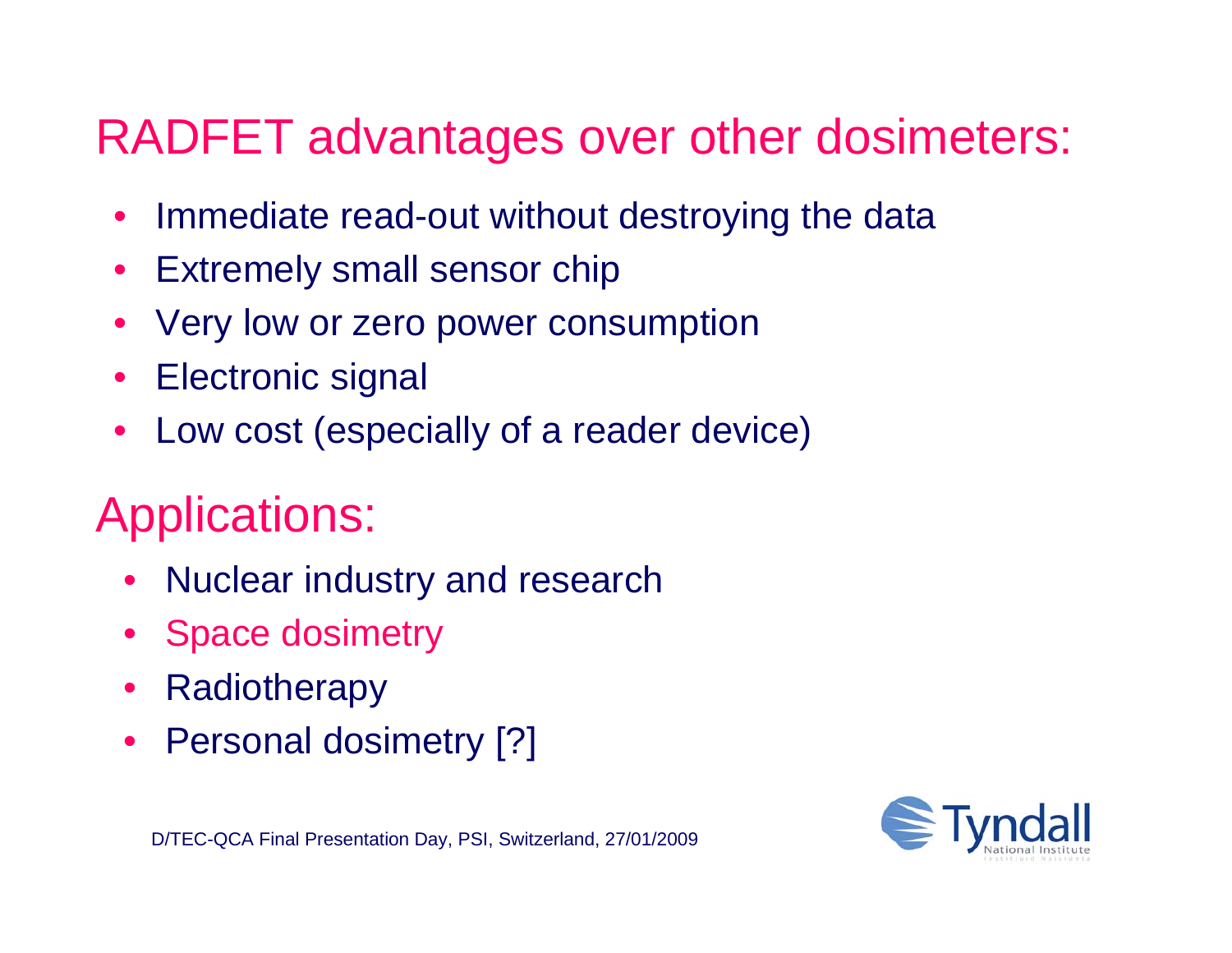## RADFET advantages over other dosimeters:

- Immediate read-out without destroying the data
- Extremely small sensor chip
- Very low or zero power consumption
- Electronic signal
- Low cost (especially of a reader device)

## Applications:

- Nuclear industry and research
- Space dosimetry
- Radiotherapy
- Personal dosimetry [?]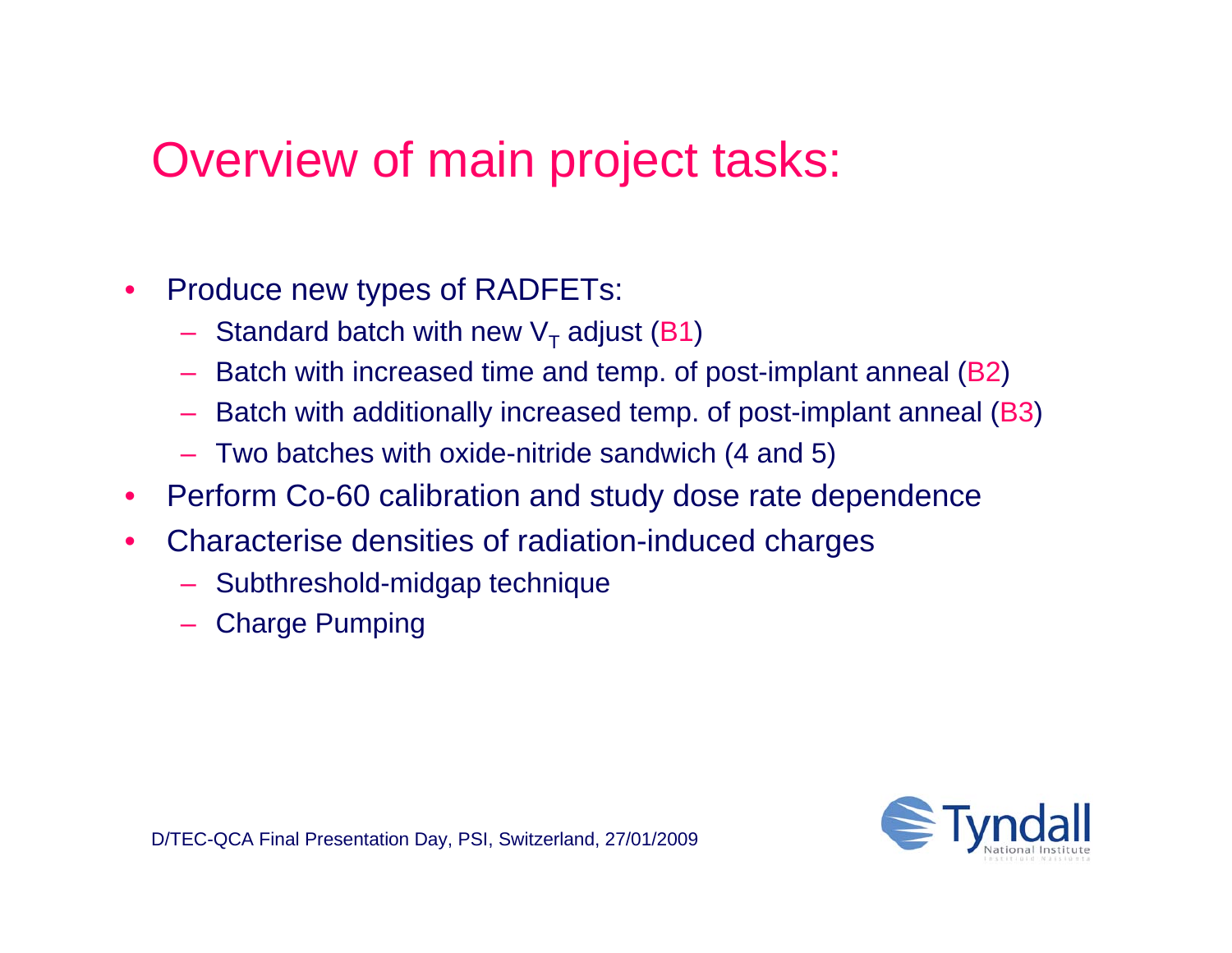# Overview of main project tasks:

- Produce new types of RADFETs:
  - Standard batch with new $V_T$ adjust (B1)
  - Batch with increased time and temp. of post-implant anneal (B2)
  - Batch with additionally increased temp. of post-implant anneal (B3)
  - Two batches with oxide-nitride sandwich (4 and 5)
- Perform Co-60 calibration and study dose rate dependence
- Characterise densities of radiation-induced charges
  - Subthreshold-midgap technique
  - Charge Pumping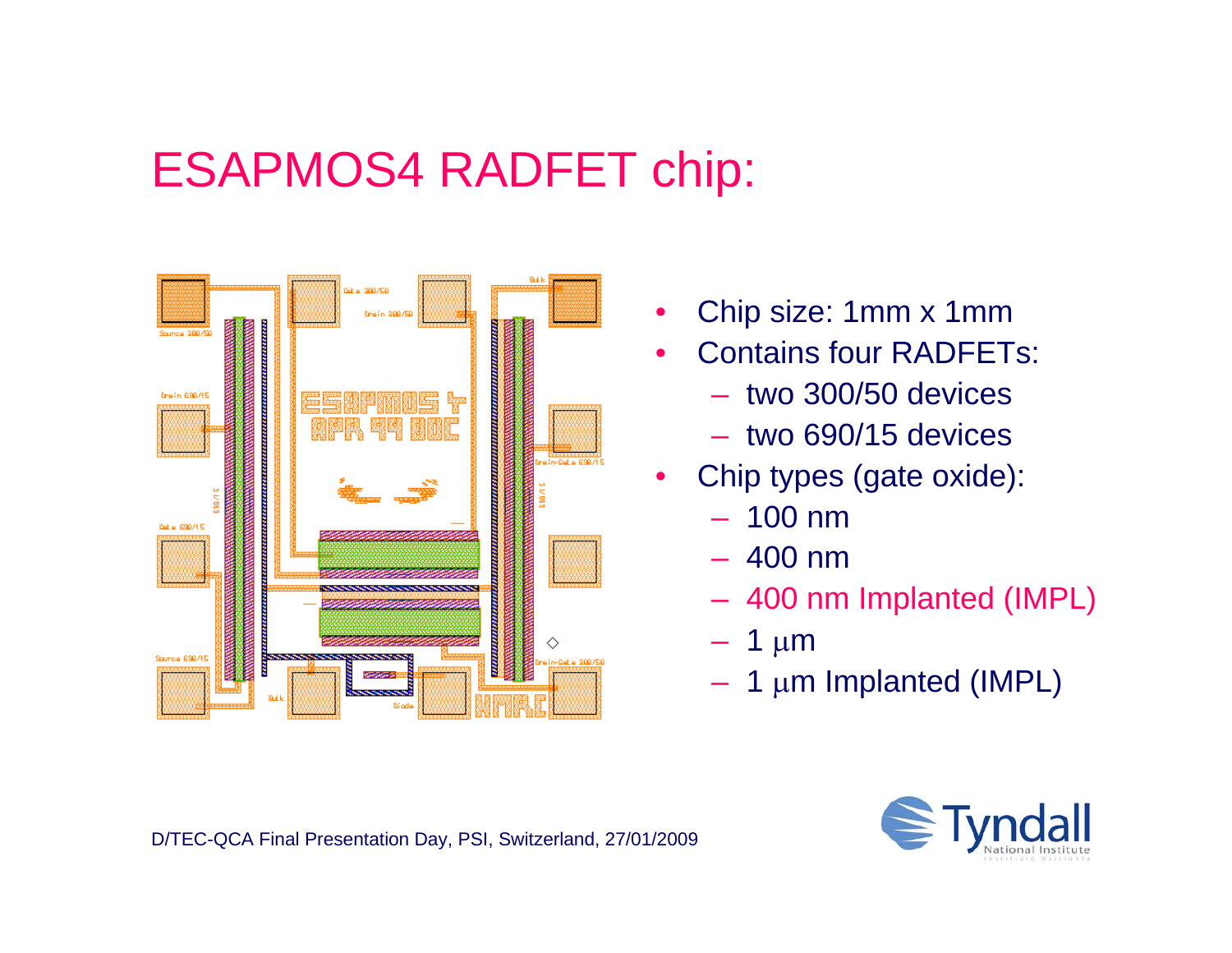# ESAPMOS4 RADFET chip:

- Chip size: 1mm x 1mm
- Contains four RADFETs:
  - two 300/50 devices
  - two 690/15 devices
- Chip types (gate oxide):
  - 100 nm
  - 400 nm
  - 400 nm Implanted (IMPL)
  - 1 μm
  - 1 μm Implanted (IMPL)

D/TEC-QCA Final Presentation Day, PSI, Switzerland, 27/01/2009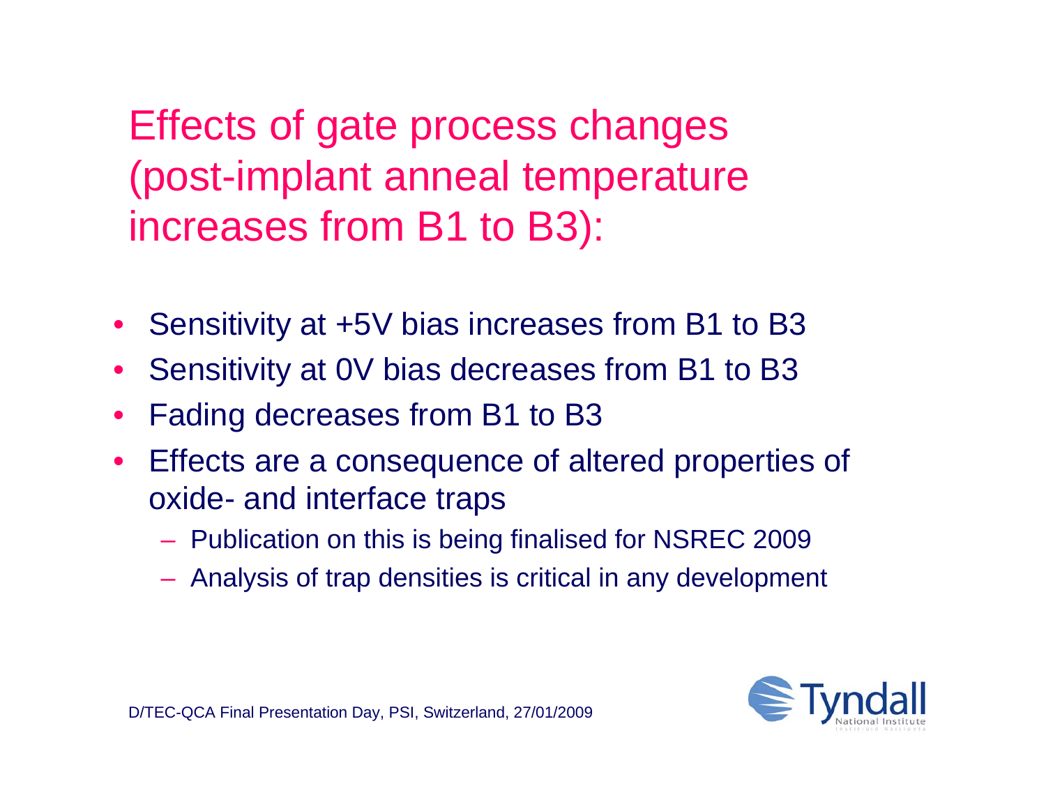# Effects of gate process changes (post-implant anneal temperature increases from B1 to B3):

- Sensitivity at +5V bias increases from B1 to B3
- Sensitivity at 0V bias decreases from B1 to B3
- Fading decreases from B1 to B3
- Effects are a consequence of altered properties of oxide- and interface traps
  - Publication on this is being finalised for NSREC 2009
  - Analysis of trap densities is critical in any development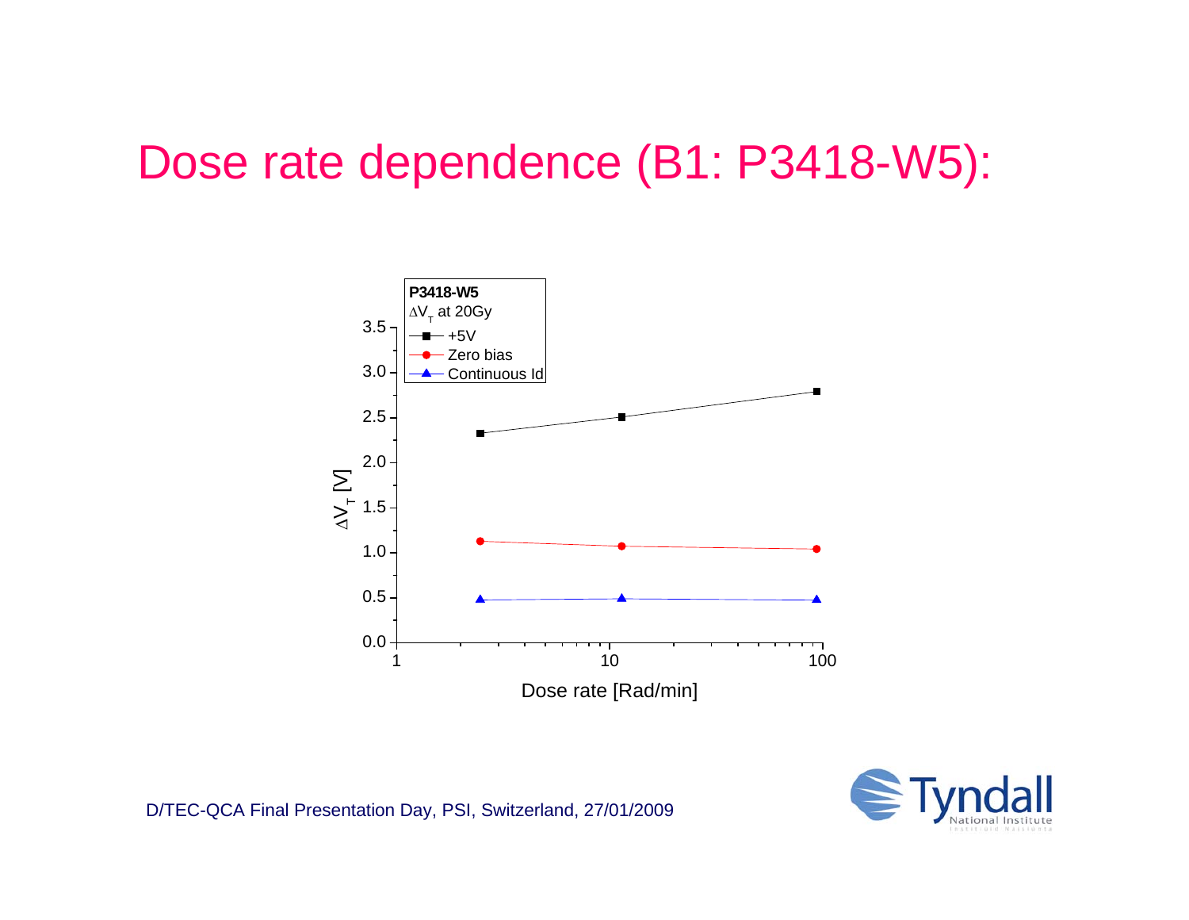# Dose rate dependence (B1: P3418-W5):

**P3418-W5**

$\Delta V_T$ at 20Gy

+5V

Zero bias

Continuous Id

$\Delta V_T$ [V]

0.0
0.5
1.0
1.5
2.0
2.5
3.0
3.5

1
10
100

Dose rate [Rad/min]

D/TEC-QCA Final Presentation Day, PSI, Switzerland, 27/01/2009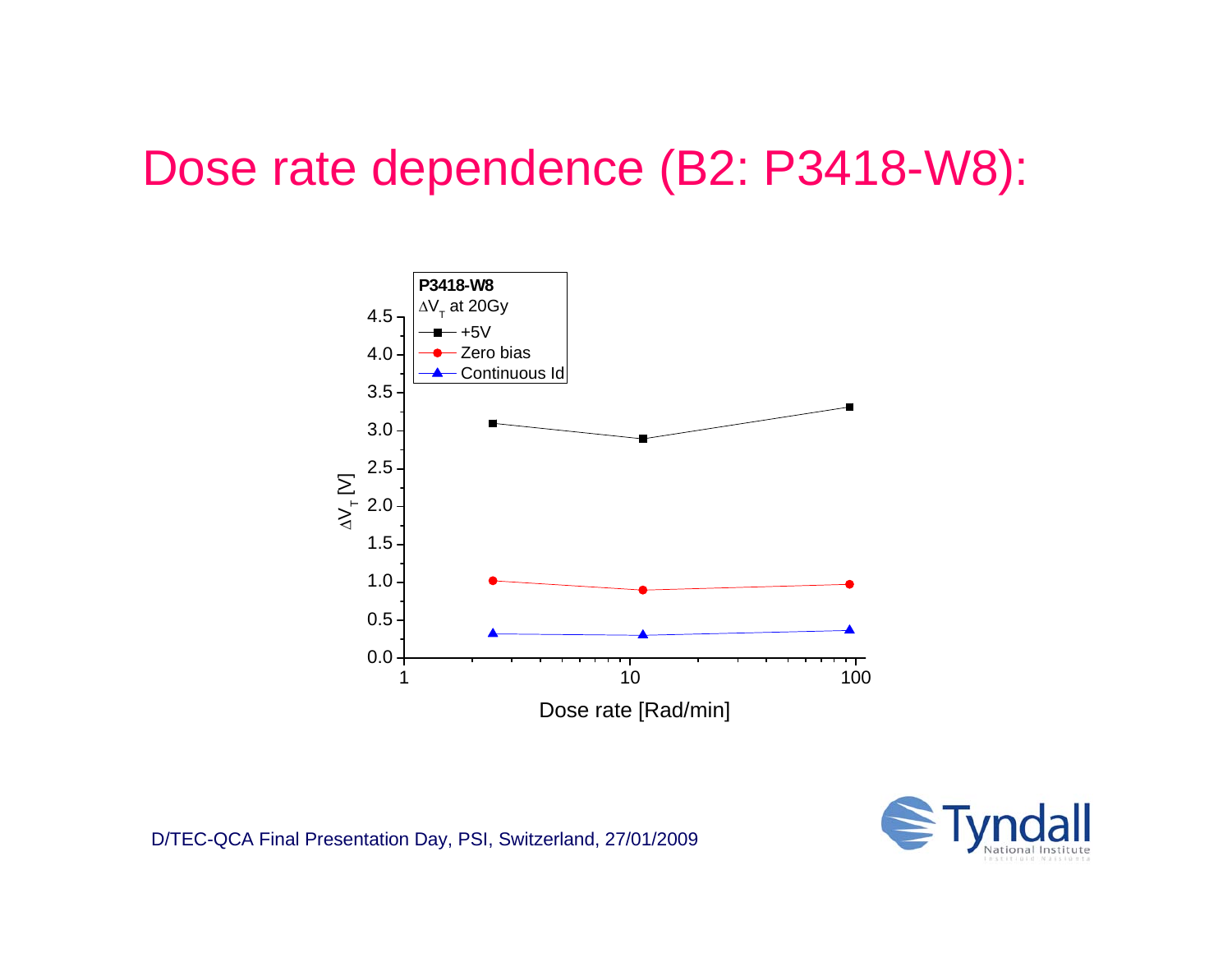# Dose rate dependence (B2: P3418-W8):

**P3418-W8**

$\Delta V_T$ at 20Gy

+5V

Zero bias

Continuous Id

4.5
4.0
3.5
3.0
2.5
2.0
1.5
1.0
0.5
0.0

$\Delta V_T$ [V]

1
10
100

Dose rate [Rad/min]

D/TEC-QCA Final Presentation Day, PSI, Switzerland, 27/01/2009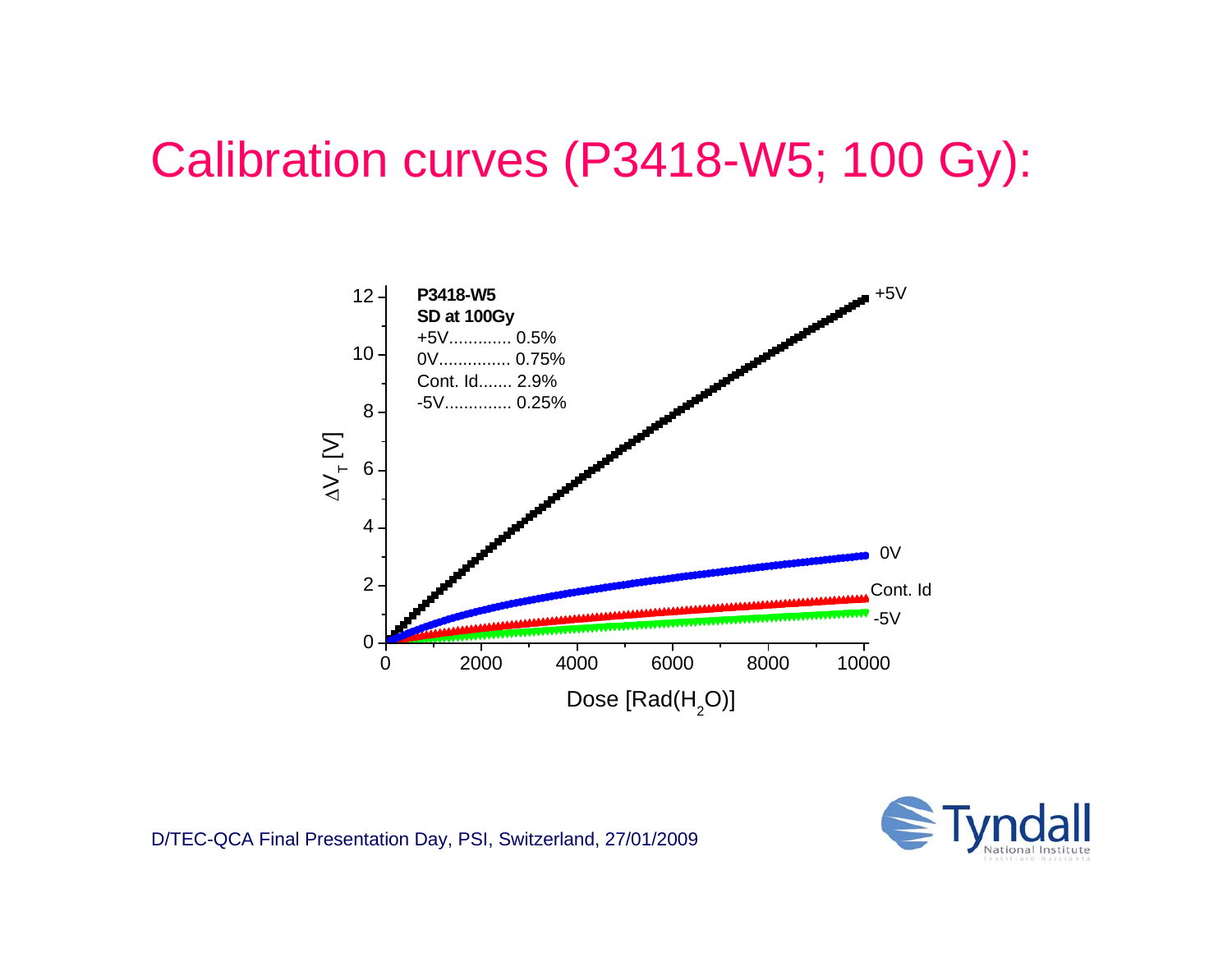# Calibration curves (P3418-W5; 100 Gy):

**P3418-W5**
**SD at 100Gy**
+5V............ 0.5%
0V.............. 0.75%
Cont. Id....... 2.9%
-5V............. 0.25%

12
10
8
6
4
2
0

$\Delta V_T$ [V]

0
2000
4000
6000
8000
10000

Dose [Rad($H_2O$)]

+5V
0V
Cont. Id
-5V

D/TEC-QCA Final Presentation Day, PSI, Switzerland, 27/01/2009

Tyndall National Institute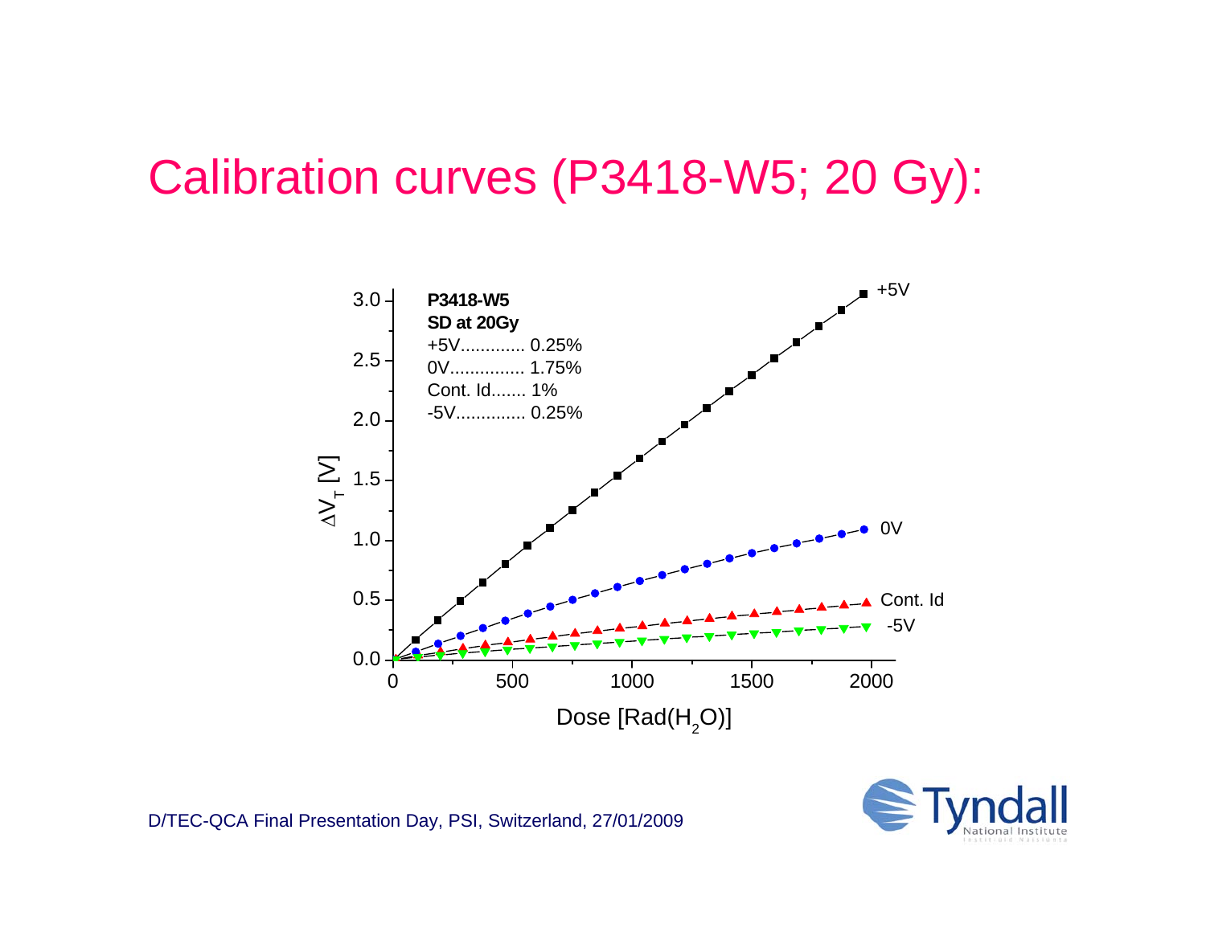# Calibration curves (P3418-W5; 20 Gy):

**P3418-W5**
**SD at 20Gy**
+5V............ 0.25%
0V............... 1.75%
Cont. Id....... 1%
-5V............. 0.25%

$\Delta V_T$ [V] vs Dose [Rad($H_2O$)]

Curves: +5V, 0V, Cont. Id, -5V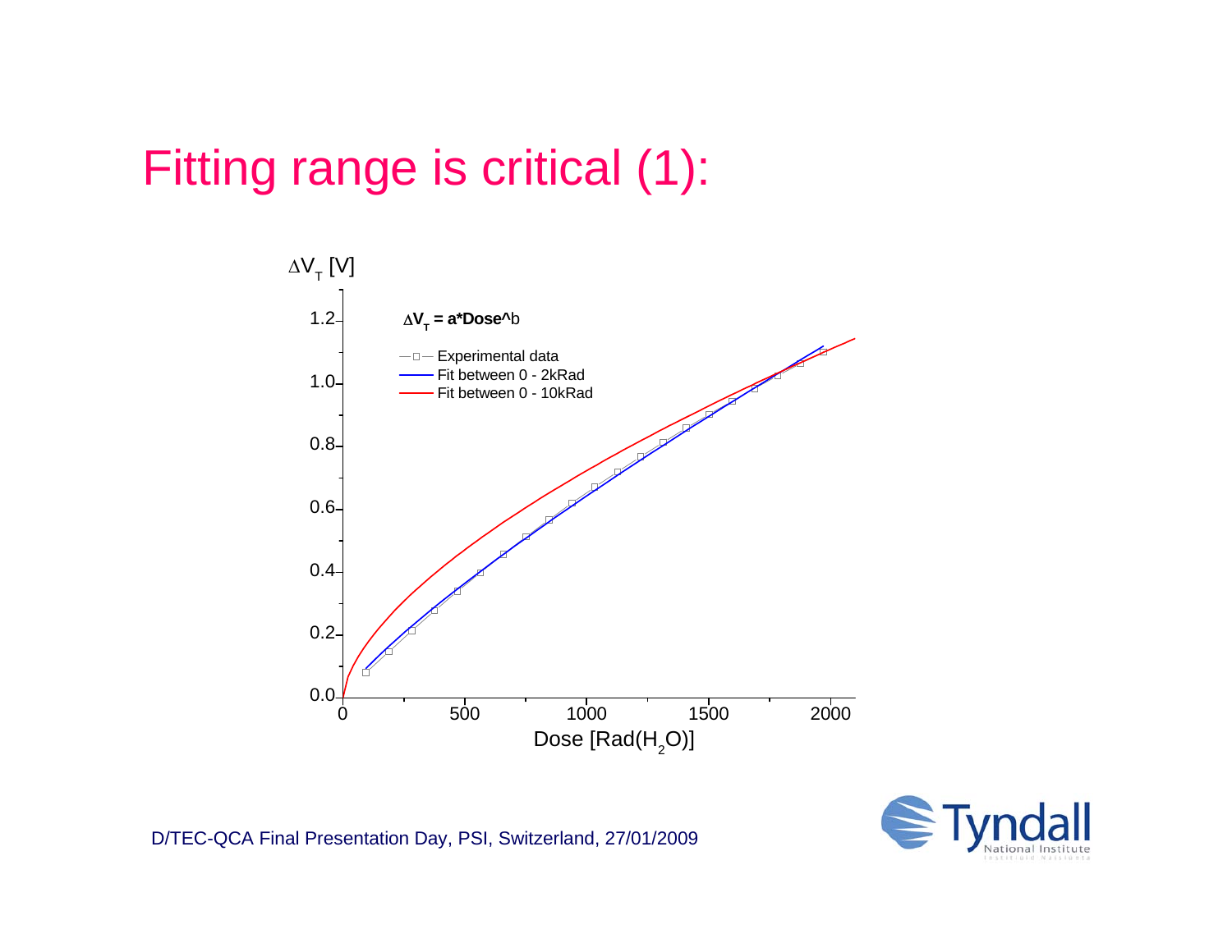# Fitting range is critical (1):

$\Delta V_T$ [V]

$\Delta V_T$ = a*Dose^b

Experimental data

Fit between 0 - 2kRad

Fit between 0 - 10kRad

0.0

0.2

0.4

0.6

0.8

1.0

1.2

0

500

1000

1500

2000

Dose [Rad($H_2O$)]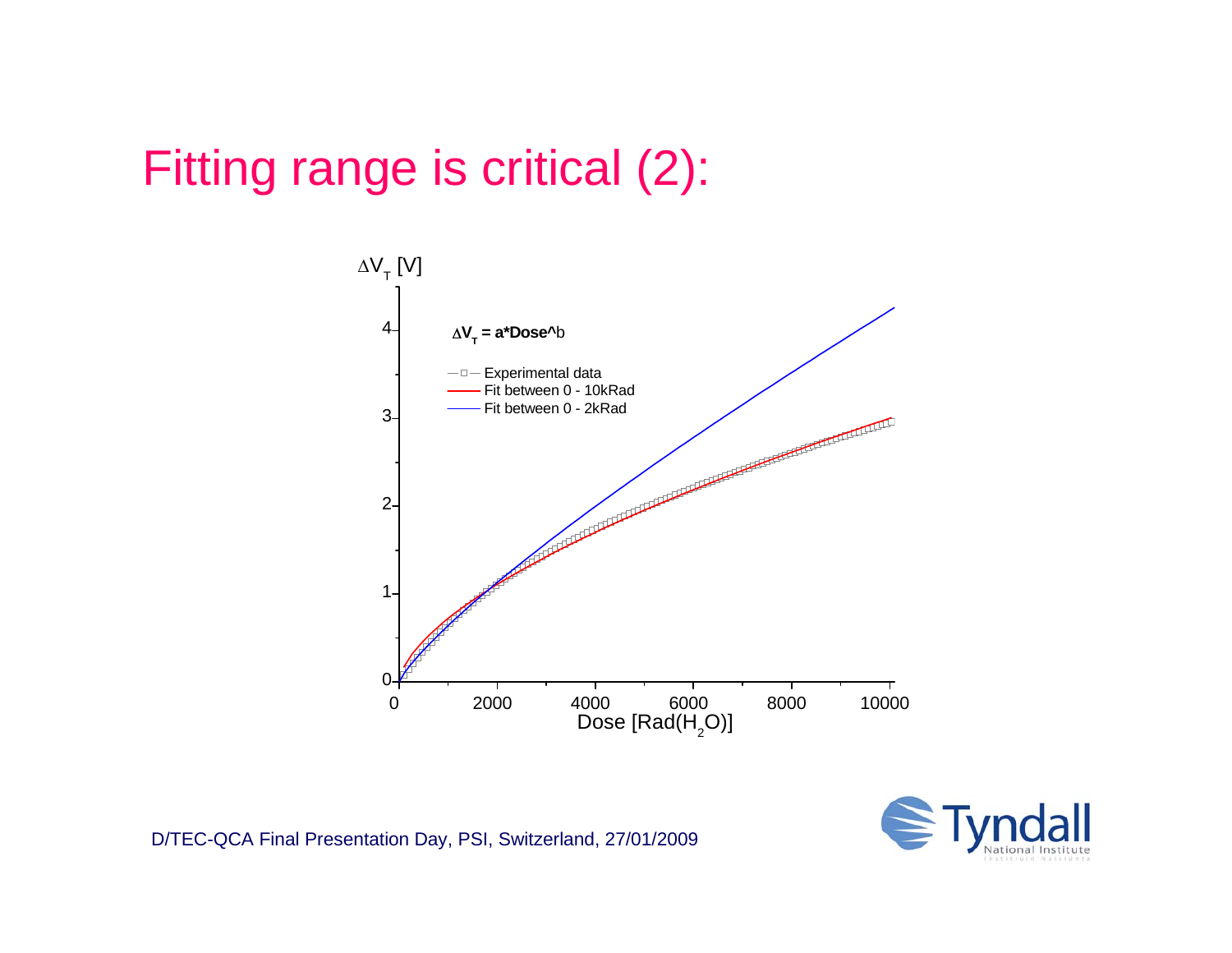# Fitting range is critical (2):

$\Delta V_T$ [V]

$\Delta V_T$ = a*Dose^b

Experimental data

Fit between 0 - 10kRad

Fit between 0 - 2kRad

0

1

2

3

4

0

2000

4000

6000

8000

10000

Dose [Rad($H_2O$)]

D/TEC-QCA Final Presentation Day, PSI, Switzerland, 27/01/2009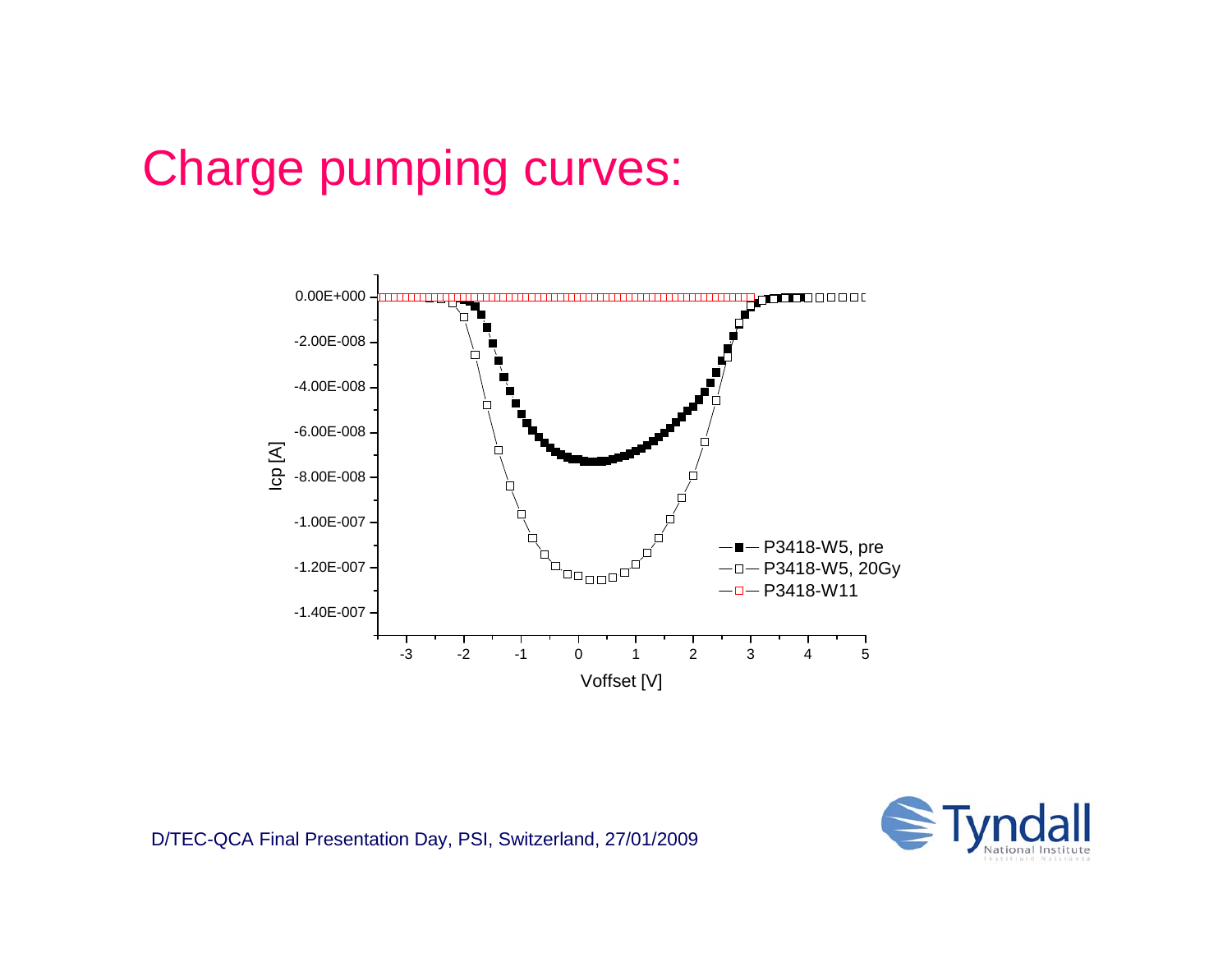# Charge pumping curves:

0.00E+000
-2.00E-008
-4.00E-008
-6.00E-008
-8.00E-008
-1.00E-007
-1.20E-007
-1.40E-007

Icp [A]

-3 -2 -1 0 1 2 3 4 5

Voffset [V]

P3418-W5, pre
P3418-W5, 20Gy
P3418-W11

D/TEC-QCA Final Presentation Day, PSI, Switzerland, 27/01/2009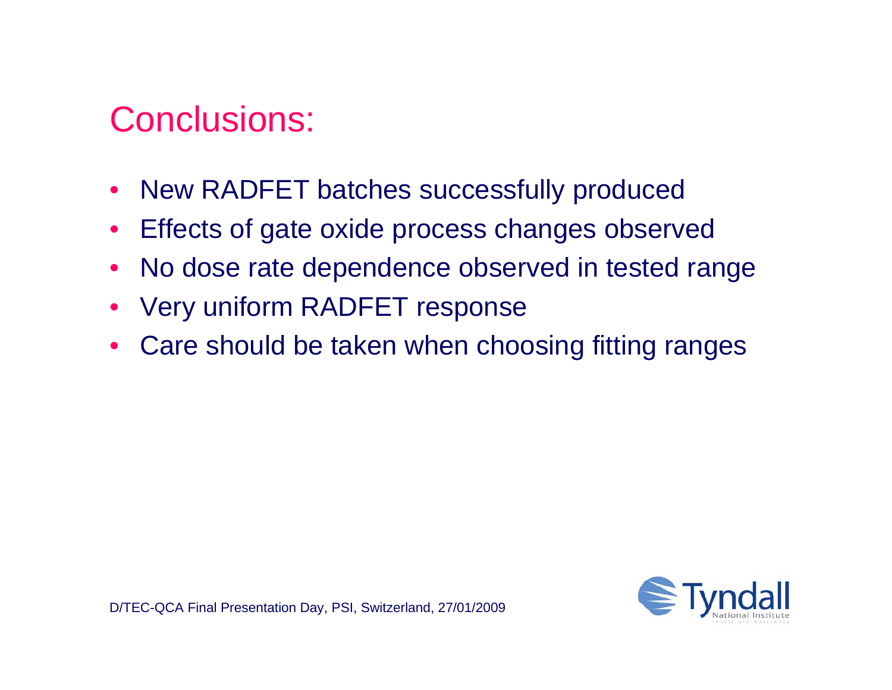# Conclusions:

- New RADFET batches successfully produced
- Effects of gate oxide process changes observed
- No dose rate dependence observed in tested range
- Very uniform RADFET response
- Care should be taken when choosing fitting ranges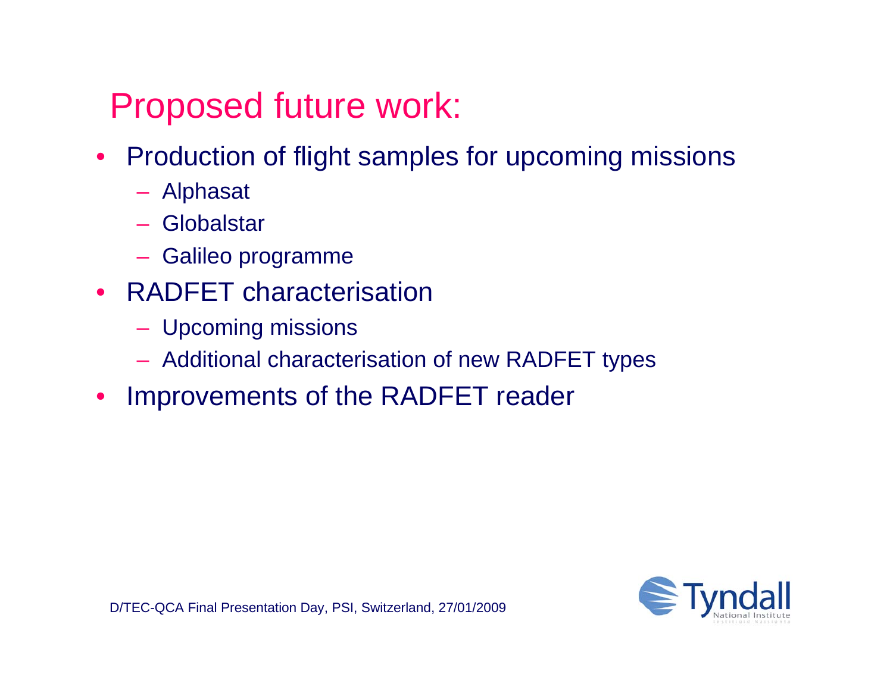# Proposed future work:

- Production of flight samples for upcoming missions
  - Alphasat
  - Globalstar
  - Galileo programme
- RADFET characterisation
  - Upcoming missions
  - Additional characterisation of new RADFET types
- Improvements of the RADFET reader